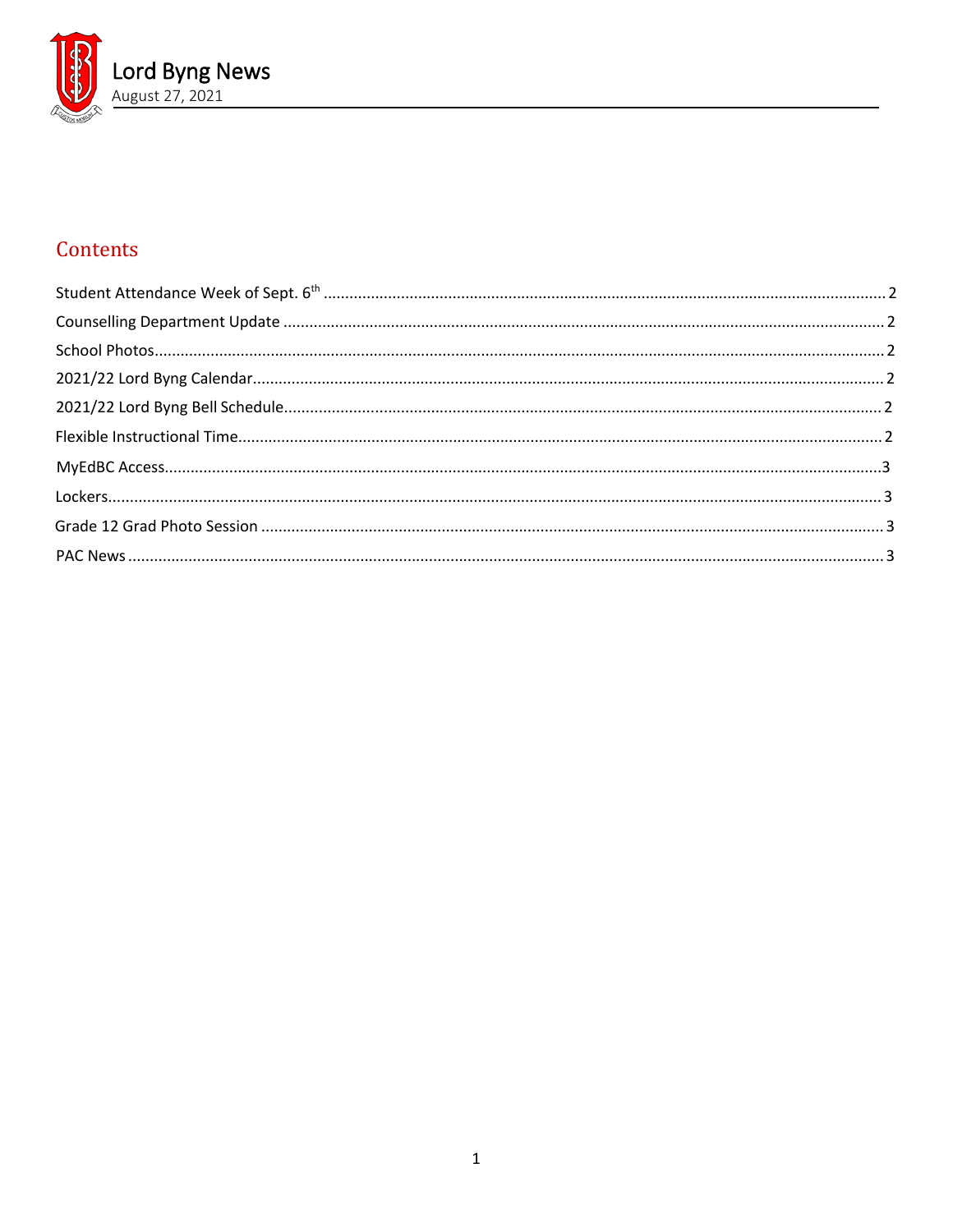# Lord Byng News

August 27, 2021

## Contents

- Student Attendance Week of Sept. 6th ..... 2
- Counselling Department Update ..... 2
- School Photos ..... 2
- 2021/22 Lord Byng Calendar ..... 2
- 2021/22 Lord Byng Bell Schedule ..... 2
- Flexible Instructional Time ..... 2
- MyEdBC Access ..... 3
- Lockers ..... 3
- Grade 12 Grad Photo Session ..... 3
- PAC News ..... 3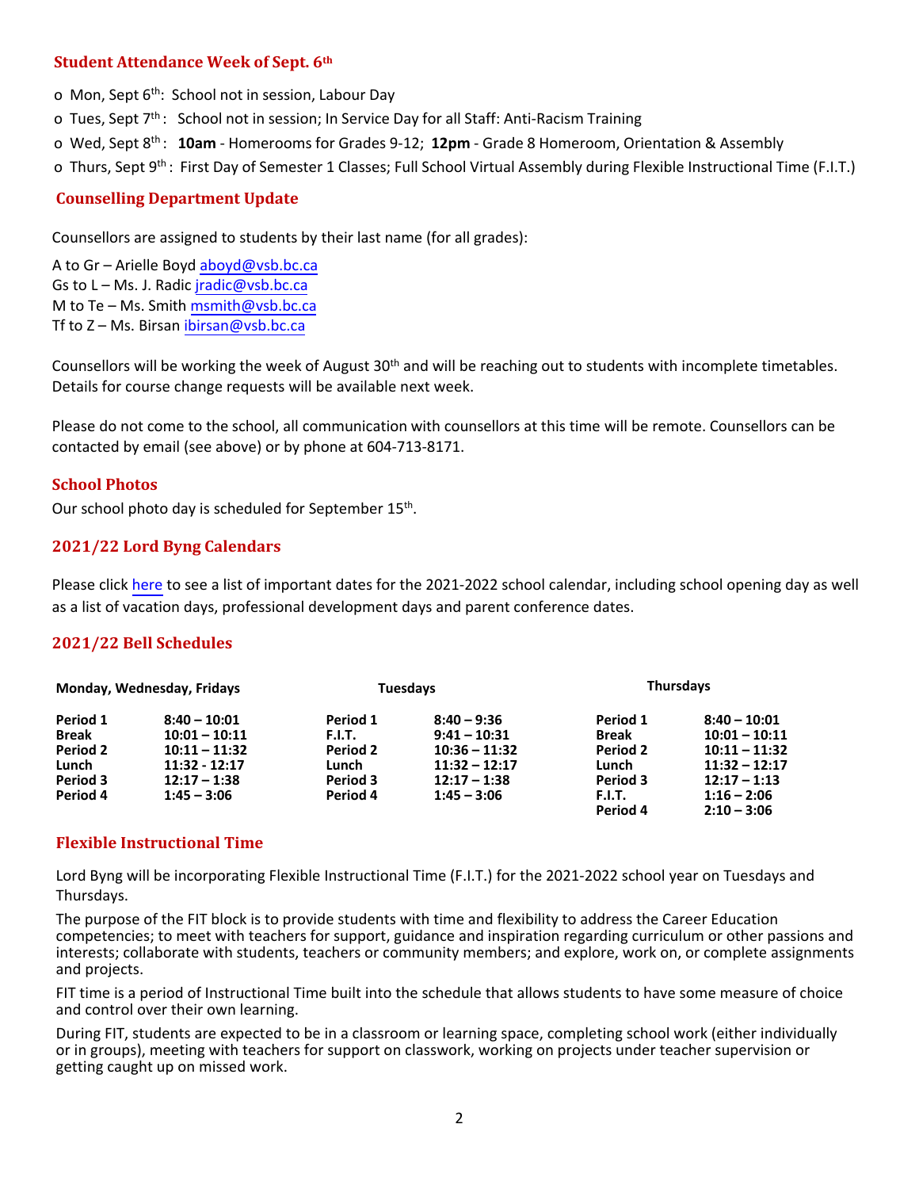## Student Attendance Week of Sept. 6th

- Mon, Sept 6th: School not in session, Labour Day
- Tues, Sept 7th: School not in session; In Service Day for all Staff: Anti-Racism Training
- Wed, Sept 8th: **10am** - Homerooms for Grades 9-12; **12pm** - Grade 8 Homeroom, Orientation & Assembly
- Thurs, Sept 9th: First Day of Semester 1 Classes; Full School Virtual Assembly during Flexible Instructional Time (F.I.T.)

## Counselling Department Update

Counsellors are assigned to students by their last name (for all grades):

A to Gr – Arielle Boyd aboyd@vsb.bc.ca
Gs to L – Ms. J. Radic jradic@vsb.bc.ca
M to Te – Ms. Smith msmith@vsb.bc.ca
Tf to Z – Ms. Birsan ibirsan@vsb.bc.ca

Counsellors will be working the week of August 30th and will be reaching out to students with incomplete timetables. Details for course change requests will be available next week.

Please do not come to the school, all communication with counsellors at this time will be remote. Counsellors can be contacted by email (see above) or by phone at 604-713-8171.

## School Photos

Our school photo day is scheduled for September 15th.

## 2021/22 Lord Byng Calendars

Please click here to see a list of important dates for the 2021-2022 school calendar, including school opening day as well as a list of vacation days, professional development days and parent conference dates.

## 2021/22 Bell Schedules

| Monday, Wednesday, Fridays | | Tuesdays | | Thursdays | |
|---|---|---|---|---|---|
| **Period 1** | **8:40 – 10:01** | **Period 1** | **8:40 – 9:36** | **Period 1** | **8:40 – 10:01** |
| **Break** | **10:01 – 10:11** | **F.I.T.** | **9:41 – 10:31** | **Break** | **10:01 – 10:11** |
| **Period 2** | **10:11 – 11:32** | **Period 2** | **10:36 – 11:32** | **Period 2** | **10:11 – 11:32** |
| **Lunch** | **11:32 - 12:17** | **Lunch** | **11:32 – 12:17** | **Lunch** | **11:32 – 12:17** |
| **Period 3** | **12:17 – 1:38** | **Period 3** | **12:17 – 1:38** | **Period 3** | **12:17 – 1:13** |
| **Period 4** | **1:45 – 3:06** | **Period 4** | **1:45 – 3:06** | **F.I.T.** | **1:16 – 2:06** |
| | | | | **Period 4** | **2:10 – 3:06** |

## Flexible Instructional Time

Lord Byng will be incorporating Flexible Instructional Time (F.I.T.) for the 2021-2022 school year on Tuesdays and Thursdays.

The purpose of the FIT block is to provide students with time and flexibility to address the Career Education competencies; to meet with teachers for support, guidance and inspiration regarding curriculum or other passions and interests; collaborate with students, teachers or community members; and explore, work on, or complete assignments and projects.

FIT time is a period of Instructional Time built into the schedule that allows students to have some measure of choice and control over their own learning.

During FIT, students are expected to be in a classroom or learning space, completing school work (either individually or in groups), meeting with teachers for support on classwork, working on projects under teacher supervision or getting caught up on missed work.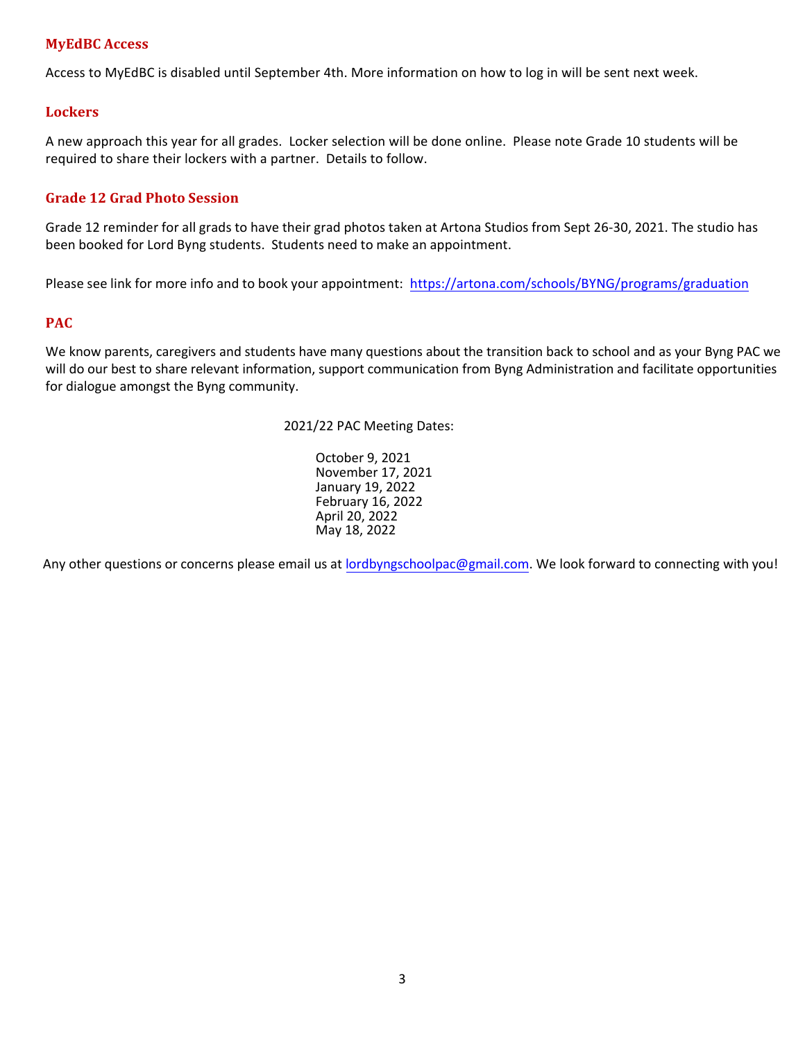## MyEdBC Access

Access to MyEdBC is disabled until September 4th. More information on how to log in will be sent next week.

## Lockers

A new approach this year for all grades. Locker selection will be done online. Please note Grade 10 students will be required to share their lockers with a partner. Details to follow.

## Grade 12 Grad Photo Session

Grade 12 reminder for all grads to have their grad photos taken at Artona Studios from Sept 26-30, 2021. The studio has been booked for Lord Byng students. Students need to make an appointment.

Please see link for more info and to book your appointment: https://artona.com/schools/BYNG/programs/graduation

## PAC

We know parents, caregivers and students have many questions about the transition back to school and as your Byng PAC we will do our best to share relevant information, support communication from Byng Administration and facilitate opportunities for dialogue amongst the Byng community.

2021/22 PAC Meeting Dates:

October 9, 2021
November 17, 2021
January 19, 2022
February 16, 2022
April 20, 2022
May 18, 2022

Any other questions or concerns please email us at lordbyngschoolpac@gmail.com. We look forward to connecting with you!